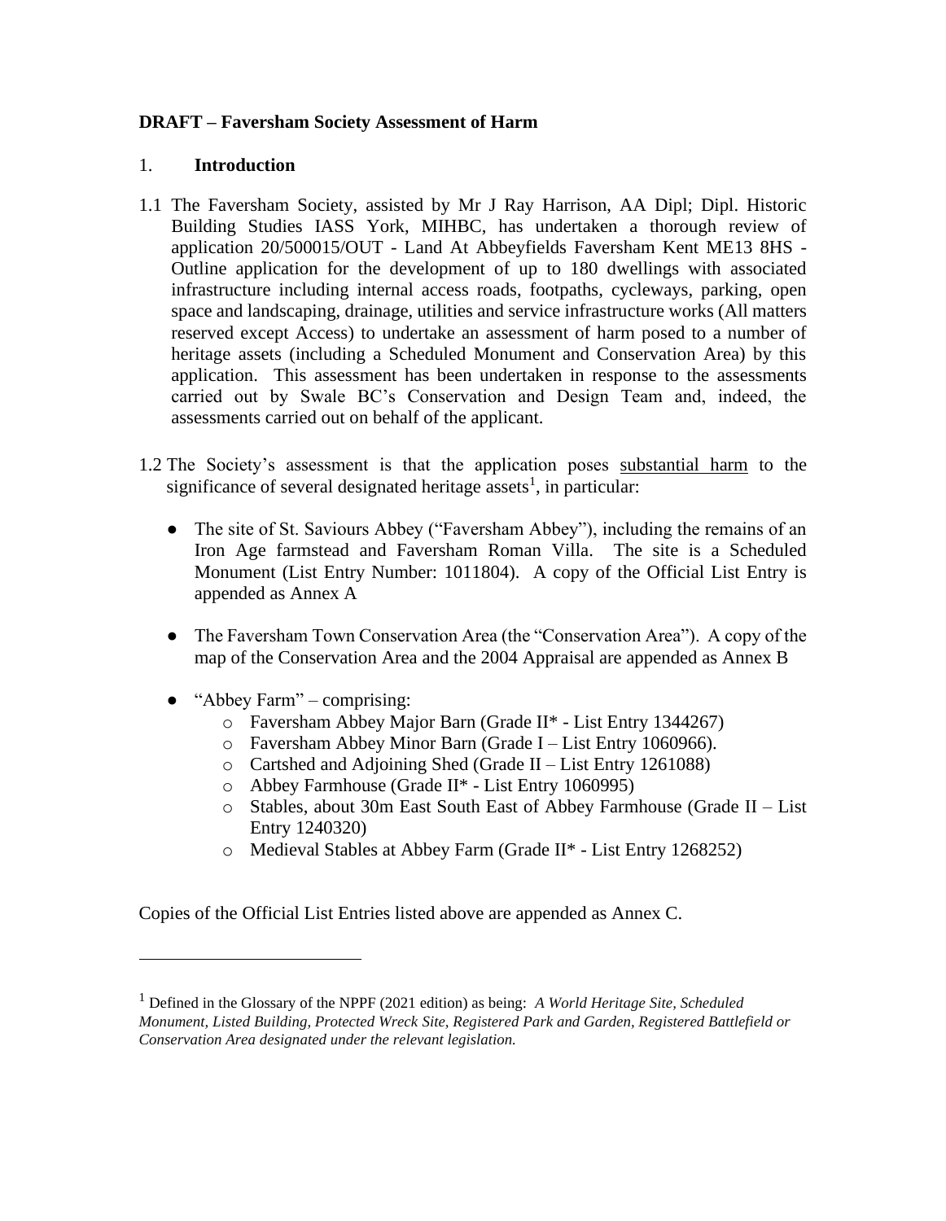**DRAFT – Faversham Society Assessment of Harm**

## 1. Introduction

1.1 The Faversham Society, assisted by Mr J Ray Harrison, AA Dipl; Dipl. Historic Building Studies IASS York, MIHBC, has undertaken a thorough review of application 20/500015/OUT - Land At Abbeyfields Faversham Kent ME13 8HS - Outline application for the development of up to 180 dwellings with associated infrastructure including internal access roads, footpaths, cycleways, parking, open space and landscaping, drainage, utilities and service infrastructure works (All matters reserved except Access) to undertake an assessment of harm posed to a number of heritage assets (including a Scheduled Monument and Conservation Area) by this application. This assessment has been undertaken in response to the assessments carried out by Swale BC's Conservation and Design Team and, indeed, the assessments carried out on behalf of the applicant.

1.2 The Society's assessment is that the application poses <u>substantial harm</u> to the significance of several designated heritage assets[1], in particular:

- The site of St. Saviours Abbey ("Faversham Abbey"), including the remains of an Iron Age farmstead and Faversham Roman Villa. The site is a Scheduled Monument (List Entry Number: 1011804). A copy of the Official List Entry is appended as Annex A

- The Faversham Town Conservation Area (the "Conservation Area"). A copy of the map of the Conservation Area and the 2004 Appraisal are appended as Annex B

- "Abbey Farm" – comprising:
  - Faversham Abbey Major Barn (Grade II* - List Entry 1344267)
  - Faversham Abbey Minor Barn (Grade I – List Entry 1060966).
  - Cartshed and Adjoining Shed (Grade II – List Entry 1261088)
  - Abbey Farmhouse (Grade II* - List Entry 1060995)
  - Stables, about 30m East South East of Abbey Farmhouse (Grade II – List Entry 1240320)
  - Medieval Stables at Abbey Farm (Grade II* - List Entry 1268252)

Copies of the Official List Entries listed above are appended as Annex C.

---

[1] Defined in the Glossary of the NPPF (2021 edition) as being: *A World Heritage Site, Scheduled Monument, Listed Building, Protected Wreck Site, Registered Park and Garden, Registered Battlefield or Conservation Area designated under the relevant legislation.*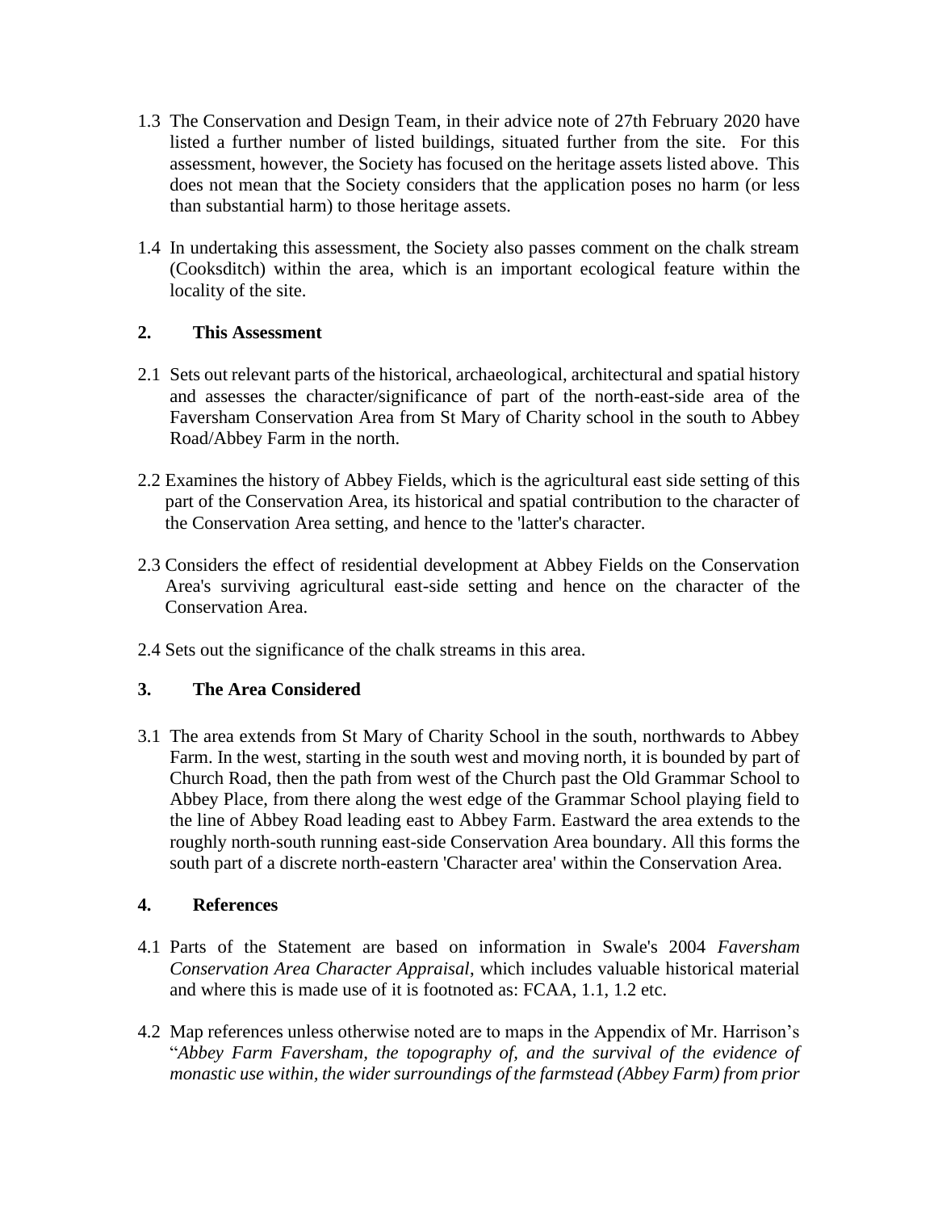1.3 The Conservation and Design Team, in their advice note of 27th February 2020 have listed a further number of listed buildings, situated further from the site. For this assessment, however, the Society has focused on the heritage assets listed above. This does not mean that the Society considers that the application poses no harm (or less than substantial harm) to those heritage assets.

1.4 In undertaking this assessment, the Society also passes comment on the chalk stream (Cooksditch) within the area, which is an important ecological feature within the locality of the site.

## 2. This Assessment

2.1 Sets out relevant parts of the historical, archaeological, architectural and spatial history and assesses the character/significance of part of the north-east-side area of the Faversham Conservation Area from St Mary of Charity school in the south to Abbey Road/Abbey Farm in the north.

2.2 Examines the history of Abbey Fields, which is the agricultural east side setting of this part of the Conservation Area, its historical and spatial contribution to the character of the Conservation Area setting, and hence to the 'latter's character.

2.3 Considers the effect of residential development at Abbey Fields on the Conservation Area's surviving agricultural east-side setting and hence on the character of the Conservation Area.

2.4 Sets out the significance of the chalk streams in this area.

## 3. The Area Considered

3.1 The area extends from St Mary of Charity School in the south, northwards to Abbey Farm. In the west, starting in the south west and moving north, it is bounded by part of Church Road, then the path from west of the Church past the Old Grammar School to Abbey Place, from there along the west edge of the Grammar School playing field to the line of Abbey Road leading east to Abbey Farm. Eastward the area extends to the roughly north-south running east-side Conservation Area boundary. All this forms the south part of a discrete north-eastern 'Character area' within the Conservation Area.

## 4. References

4.1 Parts of the Statement are based on information in Swale's 2004 *Faversham Conservation Area Character Appraisal*, which includes valuable historical material and where this is made use of it is footnoted as: FCAA, 1.1, 1.2 etc.

4.2 Map references unless otherwise noted are to maps in the Appendix of Mr. Harrison's "*Abbey Farm Faversham, the topography of, and the survival of the evidence of monastic use within, the wider surroundings of the farmstead (Abbey Farm) from prior*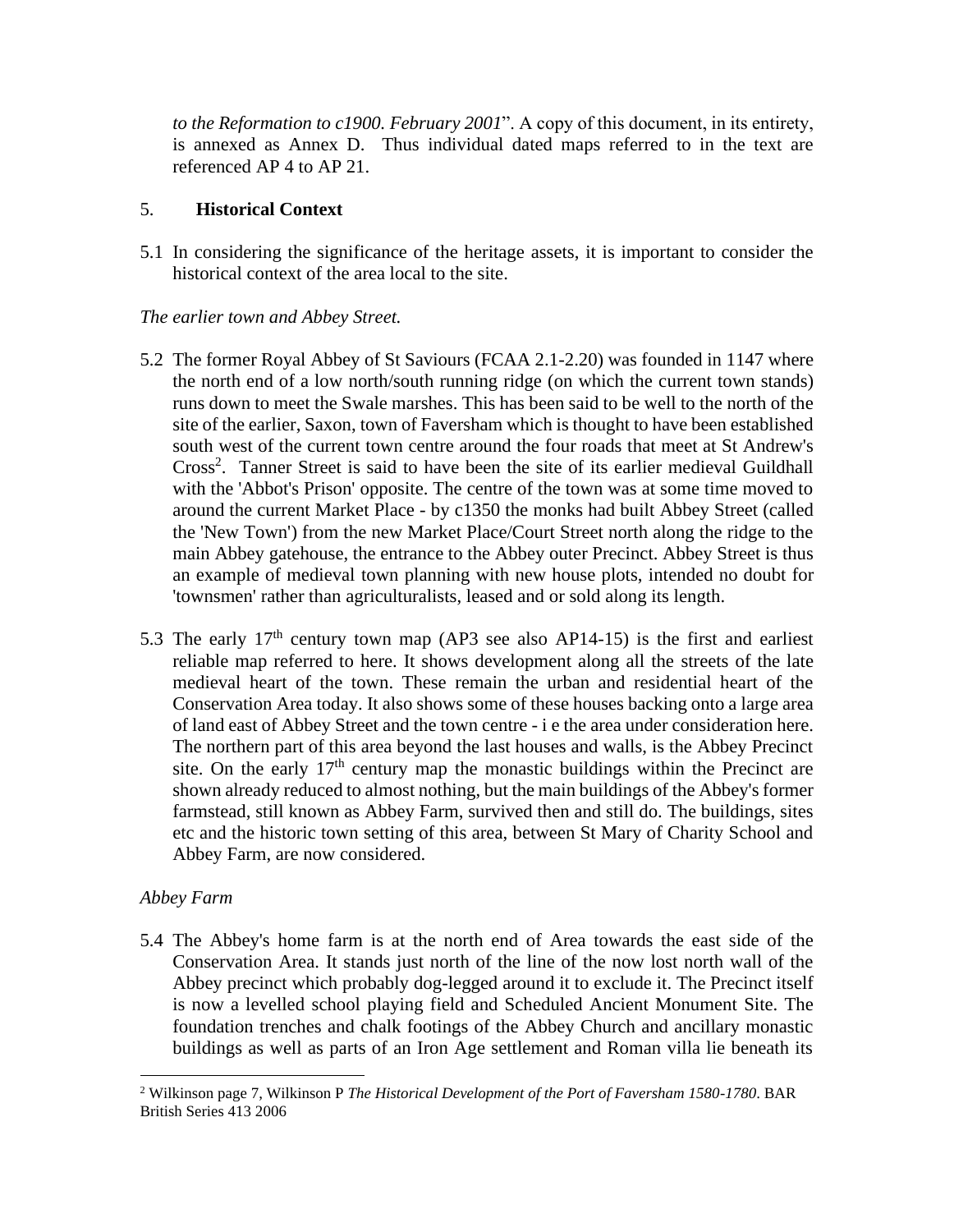*to the Reformation to c1900. February 2001*". A copy of this document, in its entirety, is annexed as Annex D. Thus individual dated maps referred to in the text are referenced AP 4 to AP 21.

## 5. Historical Context

5.1 In considering the significance of the heritage assets, it is important to consider the historical context of the area local to the site.

*The earlier town and Abbey Street.*

5.2 The former Royal Abbey of St Saviours (FCAA 2.1-2.20) was founded in 1147 where the north end of a low north/south running ridge (on which the current town stands) runs down to meet the Swale marshes. This has been said to be well to the north of the site of the earlier, Saxon, town of Faversham which is thought to have been established south west of the current town centre around the four roads that meet at St Andrew's Cross[2]. Tanner Street is said to have been the site of its earlier medieval Guildhall with the 'Abbot's Prison' opposite. The centre of the town was at some time moved to around the current Market Place - by c1350 the monks had built Abbey Street (called the 'New Town') from the new Market Place/Court Street north along the ridge to the main Abbey gatehouse, the entrance to the Abbey outer Precinct. Abbey Street is thus an example of medieval town planning with new house plots, intended no doubt for 'townsmen' rather than agriculturalists, leased and or sold along its length.

5.3 The early 17th century town map (AP3 see also AP14-15) is the first and earliest reliable map referred to here. It shows development along all the streets of the late medieval heart of the town. These remain the urban and residential heart of the Conservation Area today. It also shows some of these houses backing onto a large area of land east of Abbey Street and the town centre - i e the area under consideration here. The northern part of this area beyond the last houses and walls, is the Abbey Precinct site. On the early 17th century map the monastic buildings within the Precinct are shown already reduced to almost nothing, but the main buildings of the Abbey's former farmstead, still known as Abbey Farm, survived then and still do. The buildings, sites etc and the historic town setting of this area, between St Mary of Charity School and Abbey Farm, are now considered.

*Abbey Farm*

5.4 The Abbey's home farm is at the north end of Area towards the east side of the Conservation Area. It stands just north of the line of the now lost north wall of the Abbey precinct which probably dog-legged around it to exclude it. The Precinct itself is now a levelled school playing field and Scheduled Ancient Monument Site. The foundation trenches and chalk footings of the Abbey Church and ancillary monastic buildings as well as parts of an Iron Age settlement and Roman villa lie beneath its

---

[2] Wilkinson page 7, Wilkinson P *The Historical Development of the Port of Faversham 1580-1780*. BAR British Series 413 2006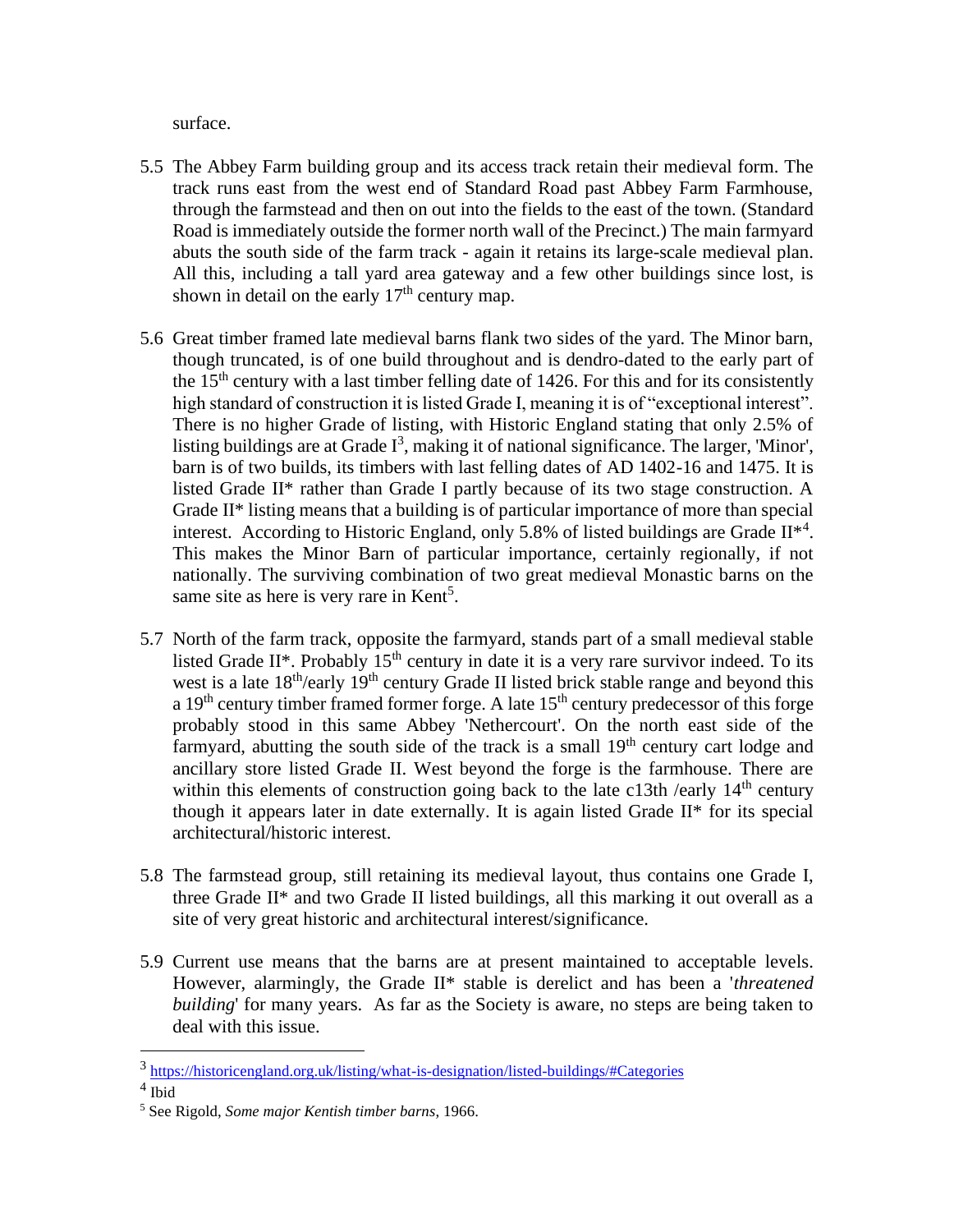surface.

5.5 The Abbey Farm building group and its access track retain their medieval form. The track runs east from the west end of Standard Road past Abbey Farm Farmhouse, through the farmstead and then on out into the fields to the east of the town. (Standard Road is immediately outside the former north wall of the Precinct.) The main farmyard abuts the south side of the farm track - again it retains its large-scale medieval plan. All this, including a tall yard area gateway and a few other buildings since lost, is shown in detail on the early 17th century map.

5.6 Great timber framed late medieval barns flank two sides of the yard. The Minor barn, though truncated, is of one build throughout and is dendro-dated to the early part of the 15th century with a last timber felling date of 1426. For this and for its consistently high standard of construction it is listed Grade I, meaning it is of "exceptional interest". There is no higher Grade of listing, with Historic England stating that only 2.5% of listing buildings are at Grade I[3], making it of national significance. The larger, 'Minor', barn is of two builds, its timbers with last felling dates of AD 1402-16 and 1475. It is listed Grade II* rather than Grade I partly because of its two stage construction. A Grade II* listing means that a building is of particular importance of more than special interest. According to Historic England, only 5.8% of listed buildings are Grade II*[4]. This makes the Minor Barn of particular importance, certainly regionally, if not nationally. The surviving combination of two great medieval Monastic barns on the same site as here is very rare in Kent[5].

5.7 North of the farm track, opposite the farmyard, stands part of a small medieval stable listed Grade II*. Probably 15th century in date it is a very rare survivor indeed. To its west is a late 18th/early 19th century Grade II listed brick stable range and beyond this a 19th century timber framed former forge. A late 15th century predecessor of this forge probably stood in this same Abbey 'Nethercourt'. On the north east side of the farmyard, abutting the south side of the track is a small 19th century cart lodge and ancillary store listed Grade II. West beyond the forge is the farmhouse. There are within this elements of construction going back to the late c13th /early 14th century though it appears later in date externally. It is again listed Grade II* for its special architectural/historic interest.

5.8 The farmstead group, still retaining its medieval layout, thus contains one Grade I, three Grade II* and two Grade II listed buildings, all this marking it out overall as a site of very great historic and architectural interest/significance.

5.9 Current use means that the barns are at present maintained to acceptable levels. However, alarmingly, the Grade II* stable is derelict and has been a '*threatened building*' for many years. As far as the Society is aware, no steps are being taken to deal with this issue.

---

[3] https://historicengland.org.uk/listing/what-is-designation/listed-buildings/#Categories

[4] Ibid

[5] See Rigold, *Some major Kentish timber barns*, 1966.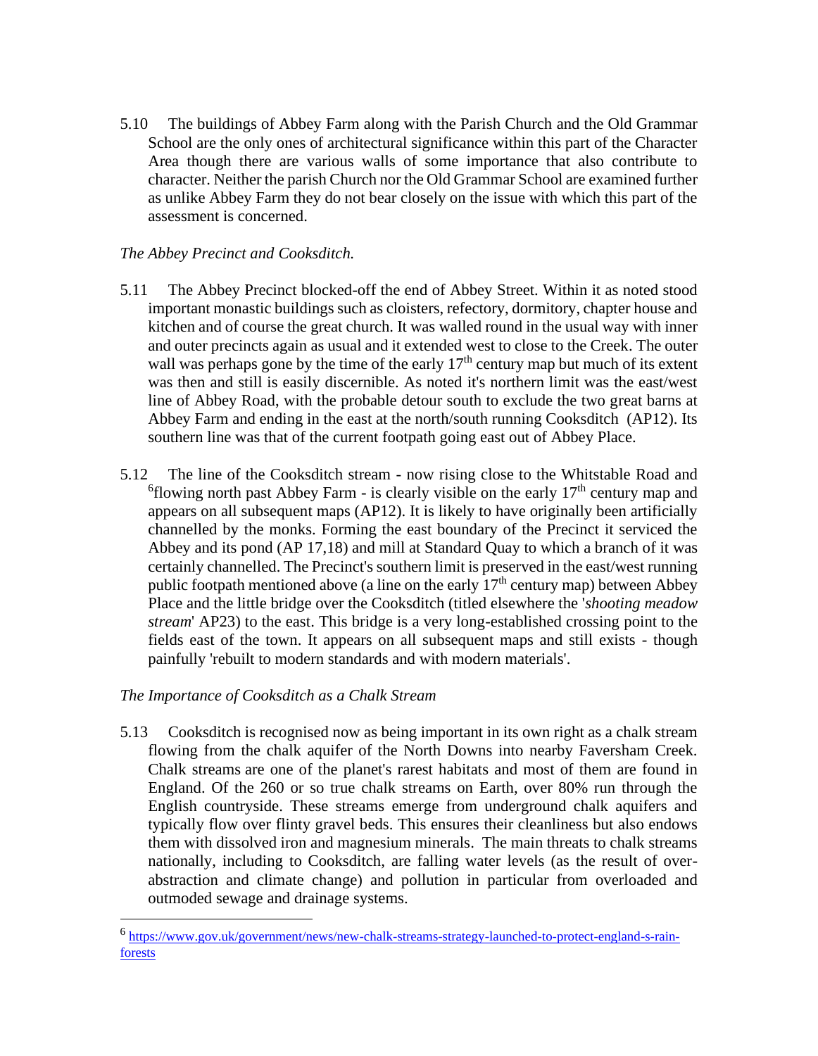5.10 The buildings of Abbey Farm along with the Parish Church and the Old Grammar School are the only ones of architectural significance within this part of the Character Area though there are various walls of some importance that also contribute to character. Neither the parish Church nor the Old Grammar School are examined further as unlike Abbey Farm they do not bear closely on the issue with which this part of the assessment is concerned.

*The Abbey Precinct and Cooksditch.*

5.11 The Abbey Precinct blocked-off the end of Abbey Street. Within it as noted stood important monastic buildings such as cloisters, refectory, dormitory, chapter house and kitchen and of course the great church. It was walled round in the usual way with inner and outer precincts again as usual and it extended west to close to the Creek. The outer wall was perhaps gone by the time of the early 17th century map but much of its extent was then and still is easily discernible. As noted it's northern limit was the east/west line of Abbey Road, with the probable detour south to exclude the two great barns at Abbey Farm and ending in the east at the north/south running Cooksditch (AP12). Its southern line was that of the current footpath going east out of Abbey Place.

5.12 The line of the Cooksditch stream - now rising close to the Whitstable Road and [6]flowing north past Abbey Farm - is clearly visible on the early 17th century map and appears on all subsequent maps (AP12). It is likely to have originally been artificially channelled by the monks. Forming the east boundary of the Precinct it serviced the Abbey and its pond (AP 17,18) and mill at Standard Quay to which a branch of it was certainly channelled. The Precinct's southern limit is preserved in the east/west running public footpath mentioned above (a line on the early 17th century map) between Abbey Place and the little bridge over the Cooksditch (titled elsewhere the '*shooting meadow stream*' AP23) to the east. This bridge is a very long-established crossing point to the fields east of the town. It appears on all subsequent maps and still exists - though painfully 'rebuilt to modern standards and with modern materials'.

*The Importance of Cooksditch as a Chalk Stream*

5.13 Cooksditch is recognised now as being important in its own right as a chalk stream flowing from the chalk aquifer of the North Downs into nearby Faversham Creek. Chalk streams are one of the planet's rarest habitats and most of them are found in England. Of the 260 or so true chalk streams on Earth, over 80% run through the English countryside. These streams emerge from underground chalk aquifers and typically flow over flinty gravel beds. This ensures their cleanliness but also endows them with dissolved iron and magnesium minerals. The main threats to chalk streams nationally, including to Cooksditch, are falling water levels (as the result of over-abstraction and climate change) and pollution in particular from overloaded and outmoded sewage and drainage systems.

---

[6] https://www.gov.uk/government/news/new-chalk-streams-strategy-launched-to-protect-england-s-rain-forests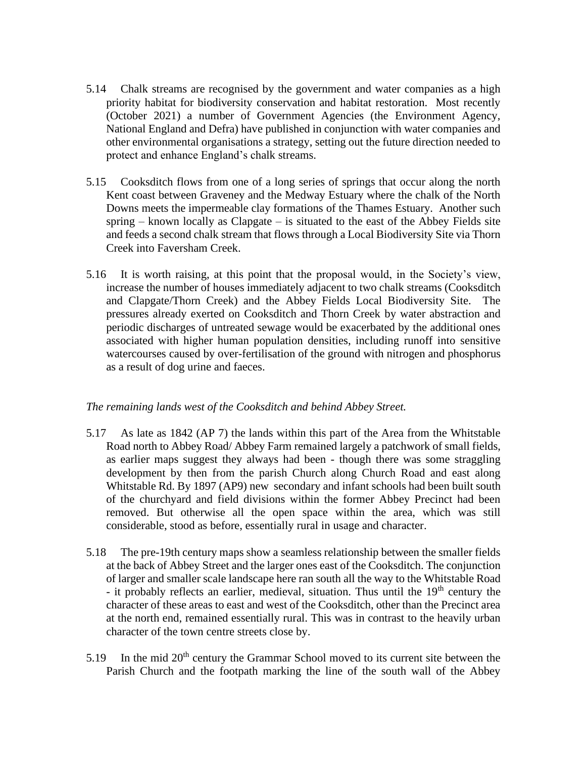5.14 Chalk streams are recognised by the government and water companies as a high priority habitat for biodiversity conservation and habitat restoration. Most recently (October 2021) a number of Government Agencies (the Environment Agency, National England and Defra) have published in conjunction with water companies and other environmental organisations a strategy, setting out the future direction needed to protect and enhance England's chalk streams.

5.15 Cooksditch flows from one of a long series of springs that occur along the north Kent coast between Graveney and the Medway Estuary where the chalk of the North Downs meets the impermeable clay formations of the Thames Estuary. Another such spring – known locally as Clapgate – is situated to the east of the Abbey Fields site and feeds a second chalk stream that flows through a Local Biodiversity Site via Thorn Creek into Faversham Creek.

5.16 It is worth raising, at this point that the proposal would, in the Society's view, increase the number of houses immediately adjacent to two chalk streams (Cooksditch and Clapgate/Thorn Creek) and the Abbey Fields Local Biodiversity Site. The pressures already exerted on Cooksditch and Thorn Creek by water abstraction and periodic discharges of untreated sewage would be exacerbated by the additional ones associated with higher human population densities, including runoff into sensitive watercourses caused by over-fertilisation of the ground with nitrogen and phosphorus as a result of dog urine and faeces.

*The remaining lands west of the Cooksditch and behind Abbey Street.*

5.17 As late as 1842 (AP 7) the lands within this part of the Area from the Whitstable Road north to Abbey Road/ Abbey Farm remained largely a patchwork of small fields, as earlier maps suggest they always had been - though there was some straggling development by then from the parish Church along Church Road and east along Whitstable Rd. By 1897 (AP9) new secondary and infant schools had been built south of the churchyard and field divisions within the former Abbey Precinct had been removed. But otherwise all the open space within the area, which was still considerable, stood as before, essentially rural in usage and character.

5.18 The pre-19th century maps show a seamless relationship between the smaller fields at the back of Abbey Street and the larger ones east of the Cooksditch. The conjunction of larger and smaller scale landscape here ran south all the way to the Whitstable Road - it probably reflects an earlier, medieval, situation. Thus until the 19th century the character of these areas to east and west of the Cooksditch, other than the Precinct area at the north end, remained essentially rural. This was in contrast to the heavily urban character of the town centre streets close by.

5.19 In the mid 20th century the Grammar School moved to its current site between the Parish Church and the footpath marking the line of the south wall of the Abbey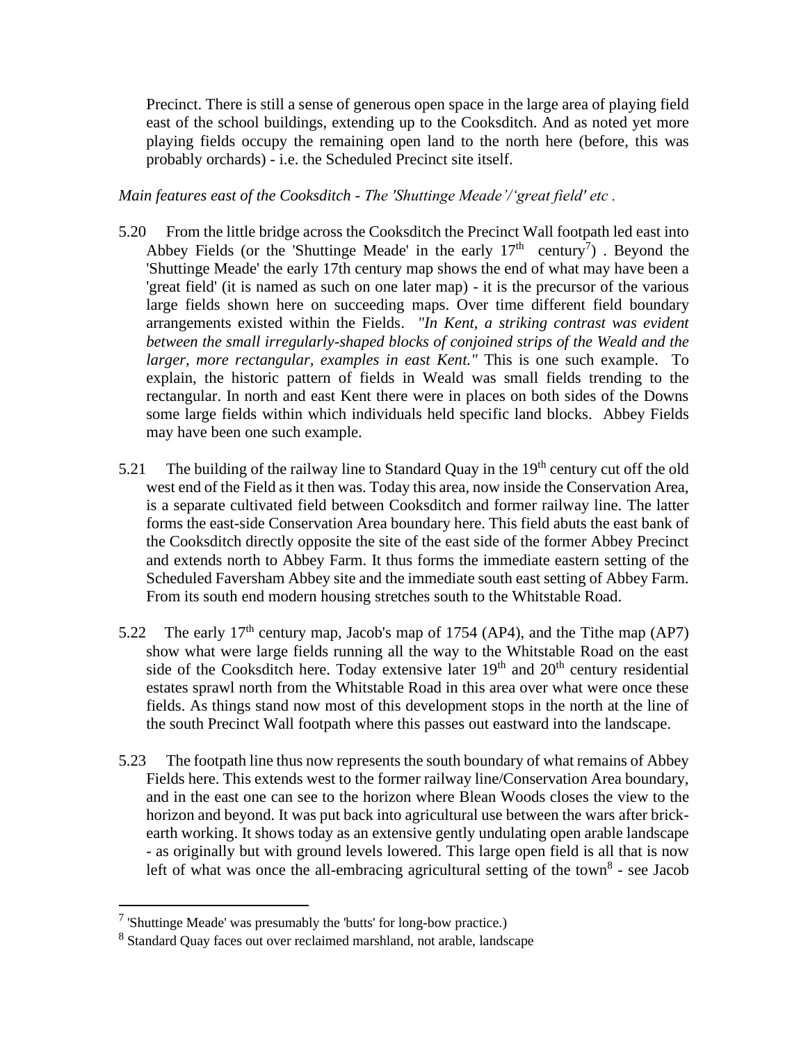Precinct. There is still a sense of generous open space in the large area of playing field east of the school buildings, extending up to the Cooksditch. And as noted yet more playing fields occupy the remaining open land to the north here (before, this was probably orchards) - i.e. the Scheduled Precinct site itself.

*Main features east of the Cooksditch - The 'Shuttinge Meade'/'great field' etc .*

5.20 From the little bridge across the Cooksditch the Precinct Wall footpath led east into Abbey Fields (or the 'Shuttinge Meade' in the early 17th century[7]) . Beyond the 'Shuttinge Meade' the early 17th century map shows the end of what may have been a 'great field' (it is named as such on one later map) - it is the precursor of the various large fields shown here on succeeding maps. Over time different field boundary arrangements existed within the Fields. *"In Kent, a striking contrast was evident between the small irregularly-shaped blocks of conjoined strips of the Weald and the larger, more rectangular, examples in east Kent."* This is one such example. To explain, the historic pattern of fields in Weald was small fields trending to the rectangular. In north and east Kent there were in places on both sides of the Downs some large fields within which individuals held specific land blocks. Abbey Fields may have been one such example.

5.21 The building of the railway line to Standard Quay in the 19th century cut off the old west end of the Field as it then was. Today this area, now inside the Conservation Area, is a separate cultivated field between Cooksditch and former railway line. The latter forms the east-side Conservation Area boundary here. This field abuts the east bank of the Cooksditch directly opposite the site of the east side of the former Abbey Precinct and extends north to Abbey Farm. It thus forms the immediate eastern setting of the Scheduled Faversham Abbey site and the immediate south east setting of Abbey Farm. From its south end modern housing stretches south to the Whitstable Road.

5.22 The early 17th century map, Jacob's map of 1754 (AP4), and the Tithe map (AP7) show what were large fields running all the way to the Whitstable Road on the east side of the Cooksditch here. Today extensive later 19th and 20th century residential estates sprawl north from the Whitstable Road in this area over what were once these fields. As things stand now most of this development stops in the north at the line of the south Precinct Wall footpath where this passes out eastward into the landscape.

5.23 The footpath line thus now represents the south boundary of what remains of Abbey Fields here. This extends west to the former railway line/Conservation Area boundary, and in the east one can see to the horizon where Blean Woods closes the view to the horizon and beyond. It was put back into agricultural use between the wars after brick-earth working. It shows today as an extensive gently undulating open arable landscape - as originally but with ground levels lowered. This large open field is all that is now left of what was once the all-embracing agricultural setting of the town[8] - see Jacob

---

[7] 'Shuttinge Meade' was presumably the 'butts' for long-bow practice.)

[8] Standard Quay faces out over reclaimed marshland, not arable, landscape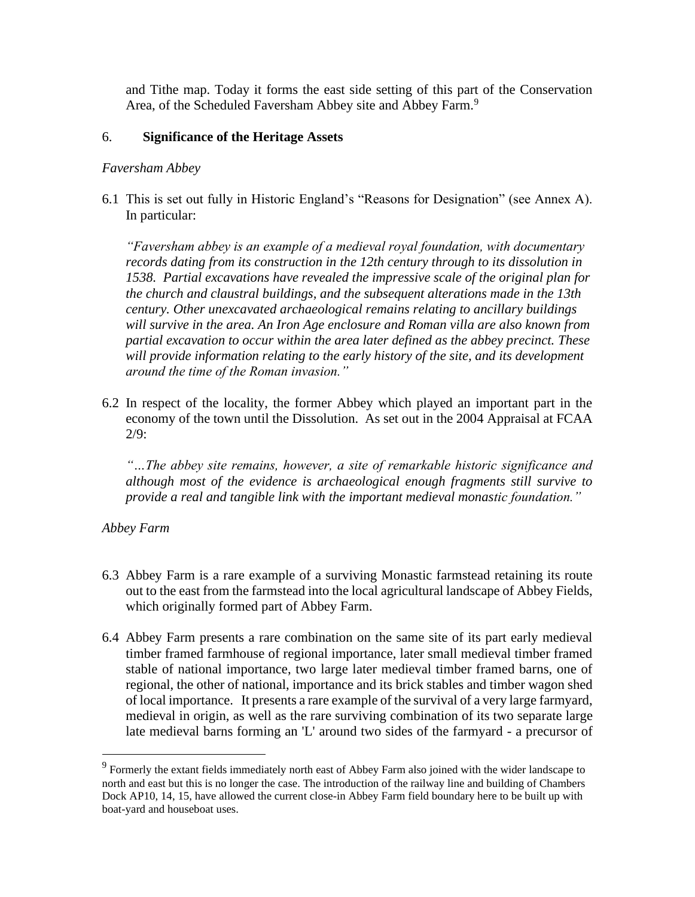and Tithe map. Today it forms the east side setting of this part of the Conservation Area, of the Scheduled Faversham Abbey site and Abbey Farm.[9]

## 6. Significance of the Heritage Assets

*Faversham Abbey*

6.1 This is set out fully in Historic England's "Reasons for Designation" (see Annex A). In particular:

*"Faversham abbey is an example of a medieval royal foundation, with documentary records dating from its construction in the 12th century through to its dissolution in 1538. Partial excavations have revealed the impressive scale of the original plan for the church and claustral buildings, and the subsequent alterations made in the 13th century. Other unexcavated archaeological remains relating to ancillary buildings will survive in the area. An Iron Age enclosure and Roman villa are also known from partial excavation to occur within the area later defined as the abbey precinct. These will provide information relating to the early history of the site, and its development around the time of the Roman invasion."*

6.2 In respect of the locality, the former Abbey which played an important part in the economy of the town until the Dissolution. As set out in the 2004 Appraisal at FCAA 2/9:

*"…The abbey site remains, however, a site of remarkable historic significance and although most of the evidence is archaeological enough fragments still survive to provide a real and tangible link with the important medieval monastic foundation."*

*Abbey Farm*

6.3 Abbey Farm is a rare example of a surviving Monastic farmstead retaining its route out to the east from the farmstead into the local agricultural landscape of Abbey Fields, which originally formed part of Abbey Farm.

6.4 Abbey Farm presents a rare combination on the same site of its part early medieval timber framed farmhouse of regional importance, later small medieval timber framed stable of national importance, two large later medieval timber framed barns, one of regional, the other of national, importance and its brick stables and timber wagon shed of local importance. It presents a rare example of the survival of a very large farmyard, medieval in origin, as well as the rare surviving combination of its two separate large late medieval barns forming an 'L' around two sides of the farmyard - a precursor of

[9] Formerly the extant fields immediately north east of Abbey Farm also joined with the wider landscape to north and east but this is no longer the case. The introduction of the railway line and building of Chambers Dock AP10, 14, 15, have allowed the current close-in Abbey Farm field boundary here to be built up with boat-yard and houseboat uses.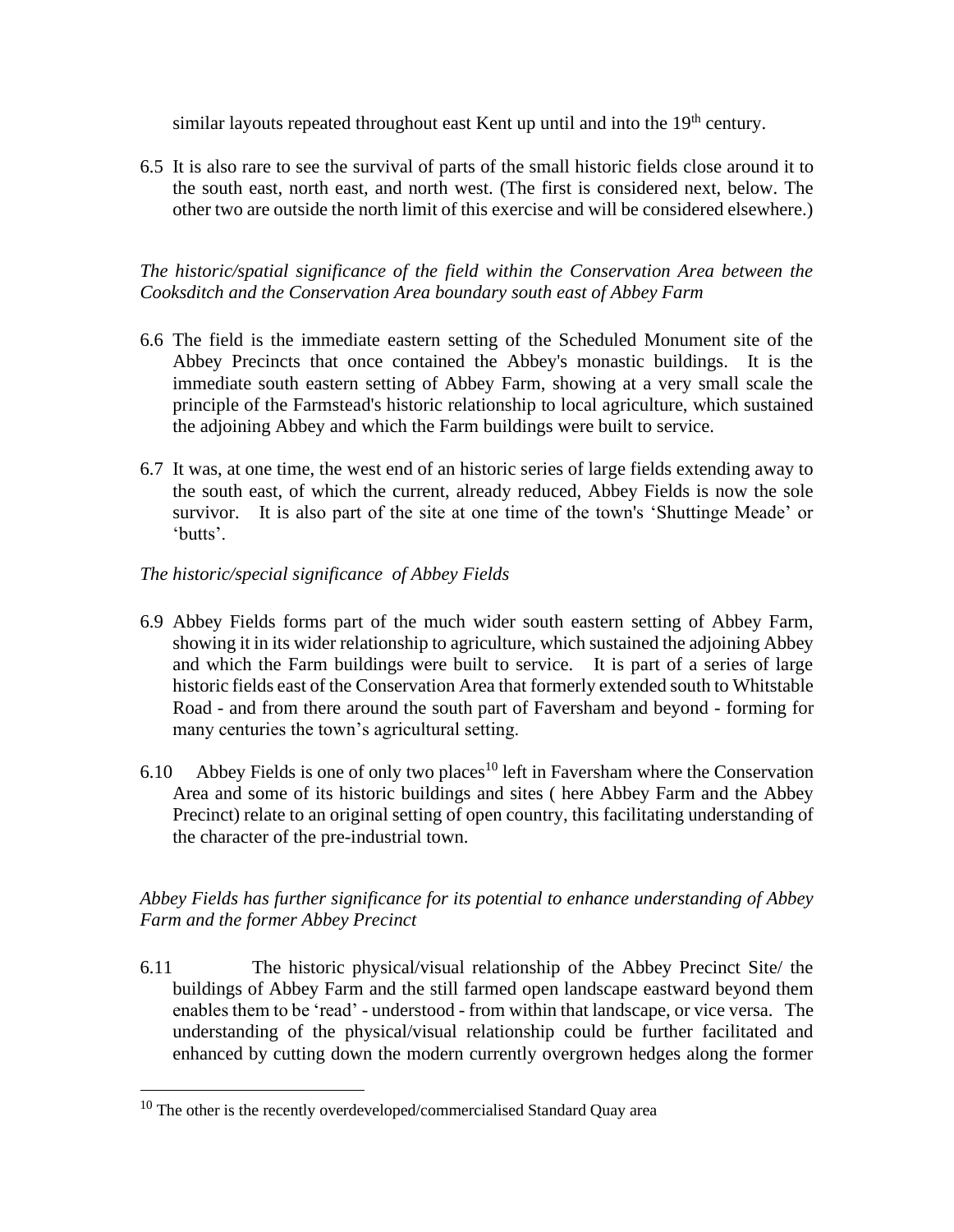similar layouts repeated throughout east Kent up until and into the 19th century.

6.5 It is also rare to see the survival of parts of the small historic fields close around it to the south east, north east, and north west. (The first is considered next, below. The other two are outside the north limit of this exercise and will be considered elsewhere.)

*The historic/spatial significance of the field within the Conservation Area between the Cooksditch and the Conservation Area boundary south east of Abbey Farm*

6.6 The field is the immediate eastern setting of the Scheduled Monument site of the Abbey Precincts that once contained the Abbey's monastic buildings. It is the immediate south eastern setting of Abbey Farm, showing at a very small scale the principle of the Farmstead's historic relationship to local agriculture, which sustained the adjoining Abbey and which the Farm buildings were built to service.

6.7 It was, at one time, the west end of an historic series of large fields extending away to the south east, of which the current, already reduced, Abbey Fields is now the sole survivor. It is also part of the site at one time of the town's 'Shuttinge Meade' or 'butts'.

*The historic/special significance of Abbey Fields*

6.9 Abbey Fields forms part of the much wider south eastern setting of Abbey Farm, showing it in its wider relationship to agriculture, which sustained the adjoining Abbey and which the Farm buildings were built to service. It is part of a series of large historic fields east of the Conservation Area that formerly extended south to Whitstable Road - and from there around the south part of Faversham and beyond - forming for many centuries the town's agricultural setting.

6.10 Abbey Fields is one of only two places[10] left in Faversham where the Conservation Area and some of its historic buildings and sites ( here Abbey Farm and the Abbey Precinct) relate to an original setting of open country, this facilitating understanding of the character of the pre-industrial town.

*Abbey Fields has further significance for its potential to enhance understanding of Abbey Farm and the former Abbey Precinct*

6.11 The historic physical/visual relationship of the Abbey Precinct Site/ the buildings of Abbey Farm and the still farmed open landscape eastward beyond them enables them to be 'read' - understood - from within that landscape, or vice versa. The understanding of the physical/visual relationship could be further facilitated and enhanced by cutting down the modern currently overgrown hedges along the former

[10] The other is the recently overdeveloped/commercialised Standard Quay area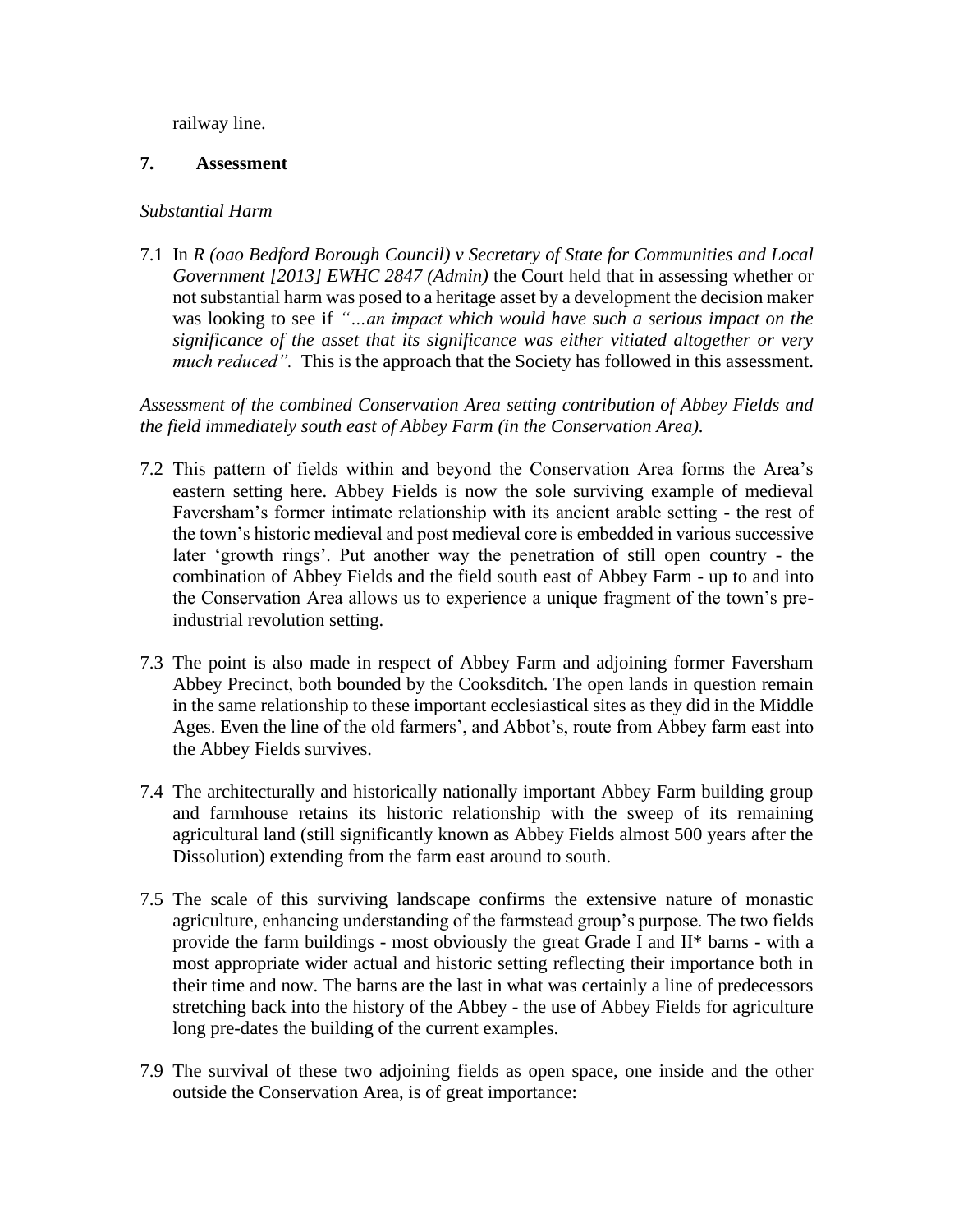railway line.

## 7. Assessment

*Substantial Harm*

7.1 In *R (oao Bedford Borough Council) v Secretary of State for Communities and Local Government [2013] EWHC 2847 (Admin)* the Court held that in assessing whether or not substantial harm was posed to a heritage asset by a development the decision maker was looking to see if *"…an impact which would have such a serious impact on the significance of the asset that its significance was either vitiated altogether or very much reduced".* This is the approach that the Society has followed in this assessment.

*Assessment of the combined Conservation Area setting contribution of Abbey Fields and the field immediately south east of Abbey Farm (in the Conservation Area).*

7.2 This pattern of fields within and beyond the Conservation Area forms the Area's eastern setting here. Abbey Fields is now the sole surviving example of medieval Faversham's former intimate relationship with its ancient arable setting - the rest of the town's historic medieval and post medieval core is embedded in various successive later 'growth rings'. Put another way the penetration of still open country - the combination of Abbey Fields and the field south east of Abbey Farm - up to and into the Conservation Area allows us to experience a unique fragment of the town's pre-industrial revolution setting.

7.3 The point is also made in respect of Abbey Farm and adjoining former Faversham Abbey Precinct, both bounded by the Cooksditch. The open lands in question remain in the same relationship to these important ecclesiastical sites as they did in the Middle Ages. Even the line of the old farmers', and Abbot's, route from Abbey farm east into the Abbey Fields survives.

7.4 The architecturally and historically nationally important Abbey Farm building group and farmhouse retains its historic relationship with the sweep of its remaining agricultural land (still significantly known as Abbey Fields almost 500 years after the Dissolution) extending from the farm east around to south.

7.5 The scale of this surviving landscape confirms the extensive nature of monastic agriculture, enhancing understanding of the farmstead group's purpose. The two fields provide the farm buildings - most obviously the great Grade I and II* barns - with a most appropriate wider actual and historic setting reflecting their importance both in their time and now. The barns are the last in what was certainly a line of predecessors stretching back into the history of the Abbey - the use of Abbey Fields for agriculture long pre-dates the building of the current examples.

7.9 The survival of these two adjoining fields as open space, one inside and the other outside the Conservation Area, is of great importance: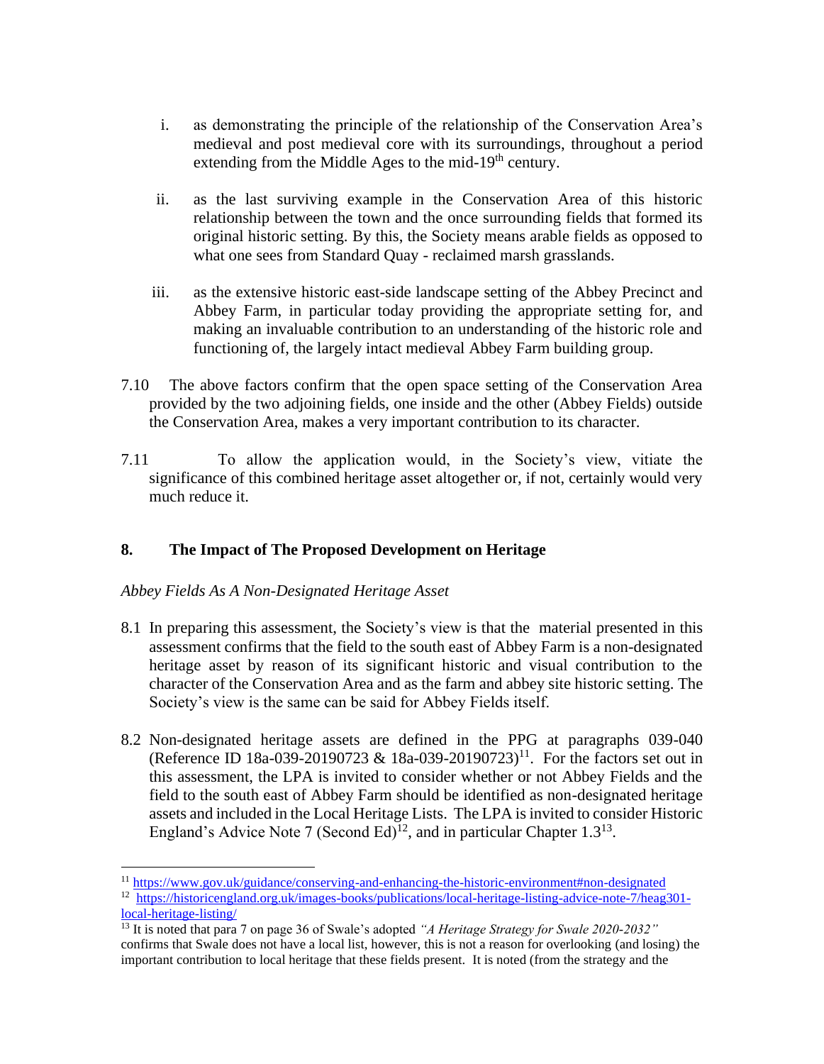i. as demonstrating the principle of the relationship of the Conservation Area's medieval and post medieval core with its surroundings, throughout a period extending from the Middle Ages to the mid-19th century.

ii. as the last surviving example in the Conservation Area of this historic relationship between the town and the once surrounding fields that formed its original historic setting. By this, the Society means arable fields as opposed to what one sees from Standard Quay - reclaimed marsh grasslands.

iii. as the extensive historic east-side landscape setting of the Abbey Precinct and Abbey Farm, in particular today providing the appropriate setting for, and making an invaluable contribution to an understanding of the historic role and functioning of, the largely intact medieval Abbey Farm building group.

7.10 The above factors confirm that the open space setting of the Conservation Area provided by the two adjoining fields, one inside and the other (Abbey Fields) outside the Conservation Area, makes a very important contribution to its character.

7.11 To allow the application would, in the Society's view, vitiate the significance of this combined heritage asset altogether or, if not, certainly would very much reduce it.

## 8. The Impact of The Proposed Development on Heritage

*Abbey Fields As A Non-Designated Heritage Asset*

8.1 In preparing this assessment, the Society's view is that the material presented in this assessment confirms that the field to the south east of Abbey Farm is a non-designated heritage asset by reason of its significant historic and visual contribution to the character of the Conservation Area and as the farm and abbey site historic setting. The Society's view is the same can be said for Abbey Fields itself.

8.2 Non-designated heritage assets are defined in the PPG at paragraphs 039-040 (Reference ID 18a-039-20190723 & 18a-039-20190723)[11]. For the factors set out in this assessment, the LPA is invited to consider whether or not Abbey Fields and the field to the south east of Abbey Farm should be identified as non-designated heritage assets and included in the Local Heritage Lists. The LPA is invited to consider Historic England's Advice Note 7 (Second Ed)[12], and in particular Chapter 1.3[13].

---

[11] https://www.gov.uk/guidance/conserving-and-enhancing-the-historic-environment#non-designated

[12] https://historicengland.org.uk/images-books/publications/local-heritage-listing-advice-note-7/heag301-local-heritage-listing/

[13] It is noted that para 7 on page 36 of Swale's adopted *"A Heritage Strategy for Swale 2020-2032"* confirms that Swale does not have a local list, however, this is not a reason for overlooking (and losing) the important contribution to local heritage that these fields present. It is noted (from the strategy and the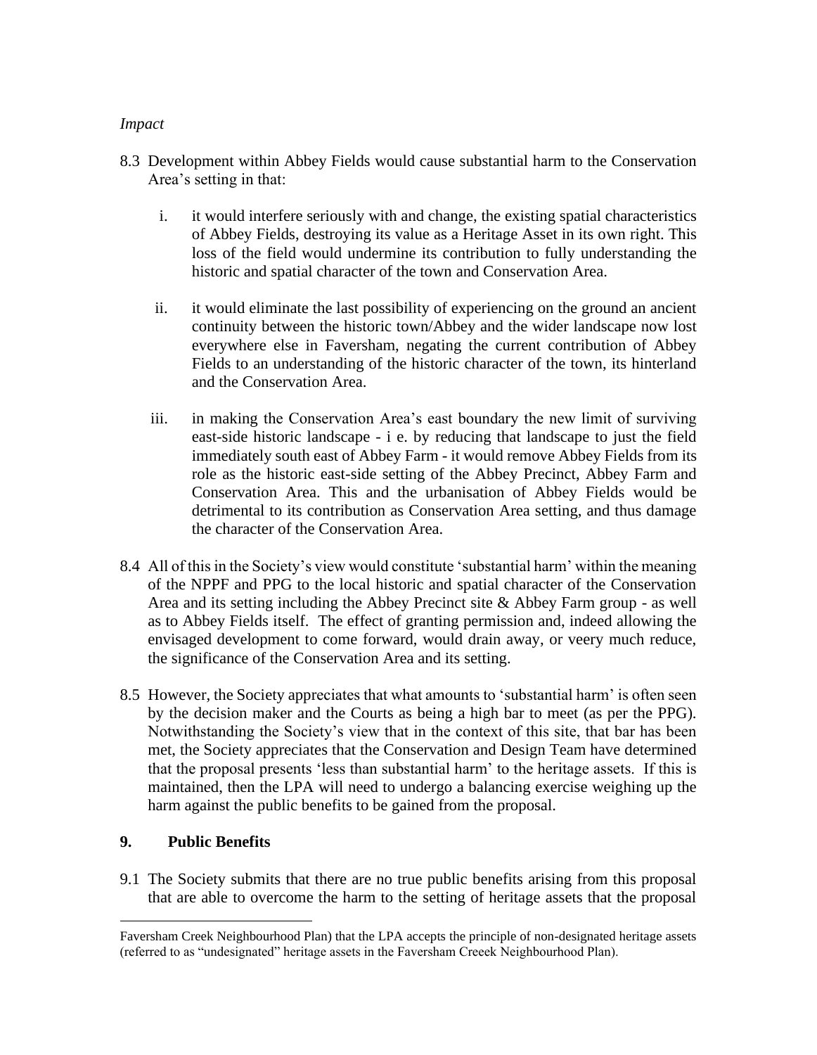*Impact*

8.3 Development within Abbey Fields would cause substantial harm to the Conservation Area's setting in that:

   i. it would interfere seriously with and change, the existing spatial characteristics of Abbey Fields, destroying its value as a Heritage Asset in its own right. This loss of the field would undermine its contribution to fully understanding the historic and spatial character of the town and Conservation Area.

   ii. it would eliminate the last possibility of experiencing on the ground an ancient continuity between the historic town/Abbey and the wider landscape now lost everywhere else in Faversham, negating the current contribution of Abbey Fields to an understanding of the historic character of the town, its hinterland and the Conservation Area.

   iii. in making the Conservation Area's east boundary the new limit of surviving east-side historic landscape - i e. by reducing that landscape to just the field immediately south east of Abbey Farm - it would remove Abbey Fields from its role as the historic east-side setting of the Abbey Precinct, Abbey Farm and Conservation Area. This and the urbanisation of Abbey Fields would be detrimental to its contribution as Conservation Area setting, and thus damage the character of the Conservation Area.

8.4 All of this in the Society's view would constitute 'substantial harm' within the meaning of the NPPF and PPG to the local historic and spatial character of the Conservation Area and its setting including the Abbey Precinct site & Abbey Farm group - as well as to Abbey Fields itself. The effect of granting permission and, indeed allowing the envisaged development to come forward, would drain away, or veery much reduce, the significance of the Conservation Area and its setting.

8.5 However, the Society appreciates that what amounts to 'substantial harm' is often seen by the decision maker and the Courts as being a high bar to meet (as per the PPG). Notwithstanding the Society's view that in the context of this site, that bar has been met, the Society appreciates that the Conservation and Design Team have determined that the proposal presents 'less than substantial harm' to the heritage assets. If this is maintained, then the LPA will need to undergo a balancing exercise weighing up the harm against the public benefits to be gained from the proposal.

## 9. Public Benefits

9.1 The Society submits that there are no true public benefits arising from this proposal that are able to overcome the harm to the setting of heritage assets that the proposal

---

Faversham Creek Neighbourhood Plan) that the LPA accepts the principle of non-designated heritage assets (referred to as "undesignated" heritage assets in the Faversham Creeek Neighbourhood Plan).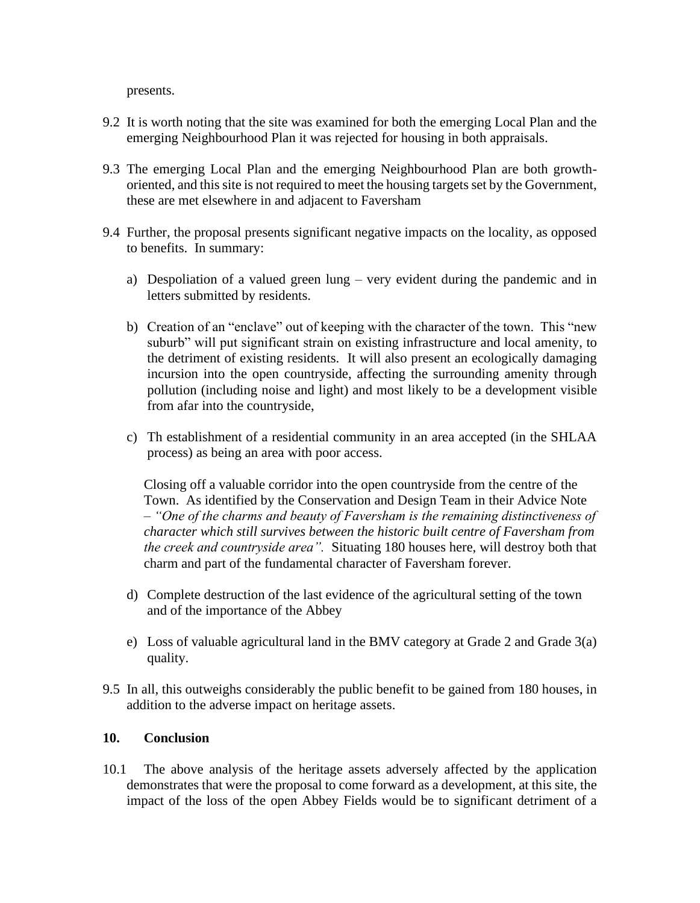presents.

9.2 It is worth noting that the site was examined for both the emerging Local Plan and the emerging Neighbourhood Plan it was rejected for housing in both appraisals.

9.3 The emerging Local Plan and the emerging Neighbourhood Plan are both growth-oriented, and this site is not required to meet the housing targets set by the Government, these are met elsewhere in and adjacent to Faversham

9.4 Further, the proposal presents significant negative impacts on the locality, as opposed to benefits. In summary:

a) Despoliation of a valued green lung – very evident during the pandemic and in letters submitted by residents.

b) Creation of an "enclave" out of keeping with the character of the town. This "new suburb" will put significant strain on existing infrastructure and local amenity, to the detriment of existing residents. It will also present an ecologically damaging incursion into the open countryside, affecting the surrounding amenity through pollution (including noise and light) and most likely to be a development visible from afar into the countryside,

c) Th establishment of a residential community in an area accepted (in the SHLAA process) as being an area with poor access.

   Closing off a valuable corridor into the open countryside from the centre of the Town. As identified by the Conservation and Design Team in their Advice Note – *"One of the charms and beauty of Faversham is the remaining distinctiveness of character which still survives between the historic built centre of Faversham from the creek and countryside area".* Situating 180 houses here, will destroy both that charm and part of the fundamental character of Faversham forever.

d) Complete destruction of the last evidence of the agricultural setting of the town and of the importance of the Abbey

e) Loss of valuable agricultural land in the BMV category at Grade 2 and Grade 3(a) quality.

9.5 In all, this outweighs considerably the public benefit to be gained from 180 houses, in addition to the adverse impact on heritage assets.

## 10. Conclusion

10.1 The above analysis of the heritage assets adversely affected by the application demonstrates that were the proposal to come forward as a development, at this site, the impact of the loss of the open Abbey Fields would be to significant detriment of a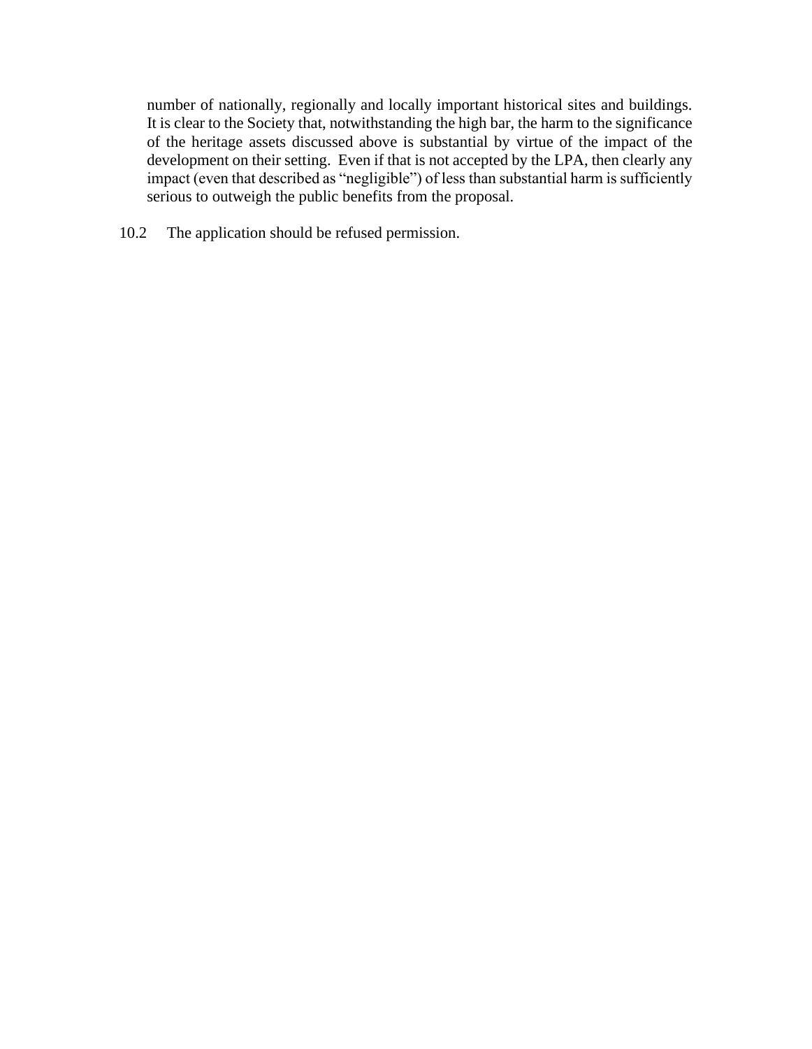number of nationally, regionally and locally important historical sites and buildings. It is clear to the Society that, notwithstanding the high bar, the harm to the significance of the heritage assets discussed above is substantial by virtue of the impact of the development on their setting. Even if that is not accepted by the LPA, then clearly any impact (even that described as "negligible") of less than substantial harm is sufficiently serious to outweigh the public benefits from the proposal.

10.2 The application should be refused permission.